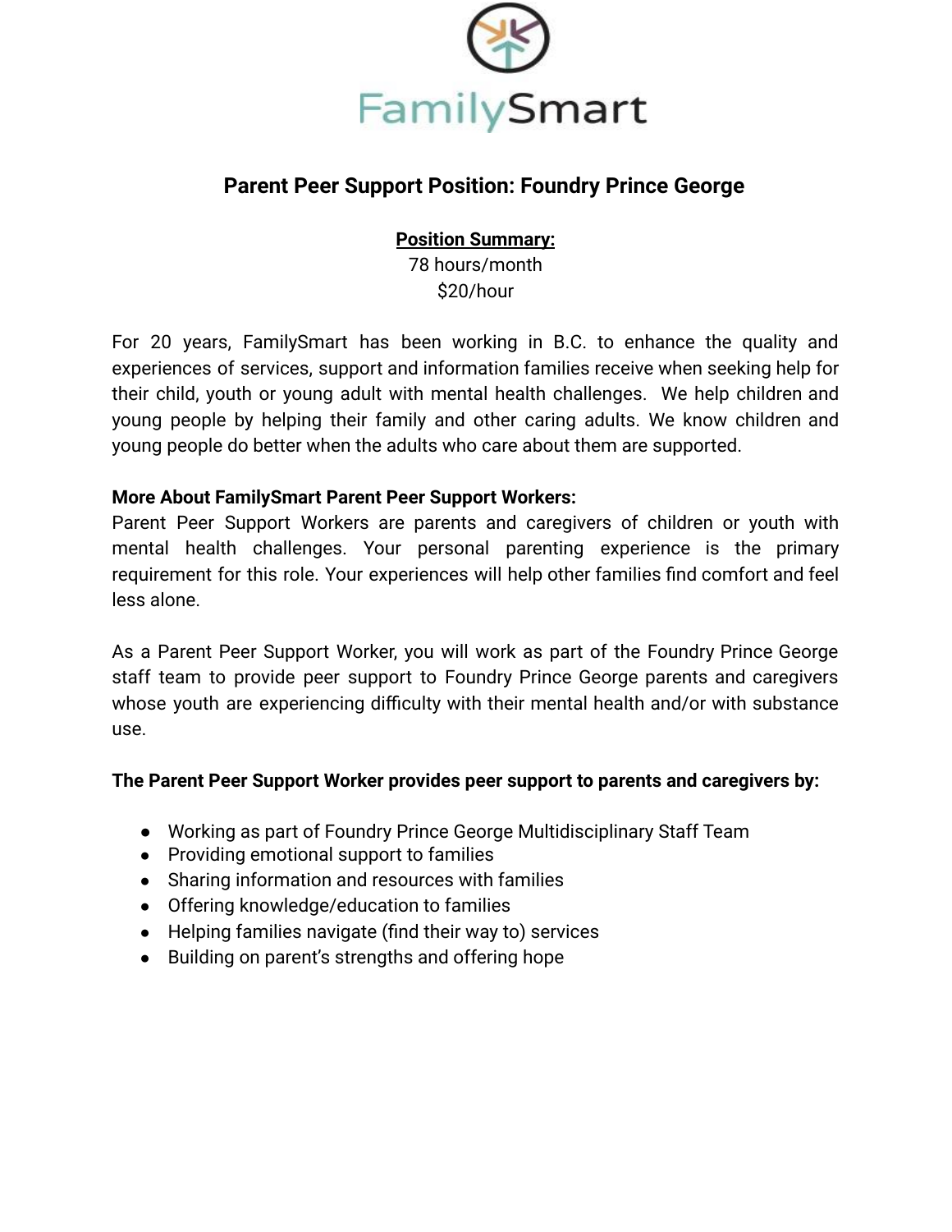FamilySmart

# Parent Peer Support Position: Foundry Prince George

**Position Summary:**

78 hours/month

$20/hour

For 20 years, FamilySmart has been working in B.C. to enhance the quality and experiences of services, support and information families receive when seeking help for their child, youth or young adult with mental health challenges. We help children and young people by helping their family and other caring adults. We know children and young people do better when the adults who care about them are supported.

**More About FamilySmart Parent Peer Support Workers:**

Parent Peer Support Workers are parents and caregivers of children or youth with mental health challenges. Your personal parenting experience is the primary requirement for this role. Your experiences will help other families find comfort and feel less alone.

As a Parent Peer Support Worker, you will work as part of the Foundry Prince George staff team to provide peer support to Foundry Prince George parents and caregivers whose youth are experiencing difficulty with their mental health and/or with substance use.

**The Parent Peer Support Worker provides peer support to parents and caregivers by:**

- Working as part of Foundry Prince George Multidisciplinary Staff Team
- Providing emotional support to families
- Sharing information and resources with families
- Offering knowledge/education to families
- Helping families navigate (find their way to) services
- Building on parent's strengths and offering hope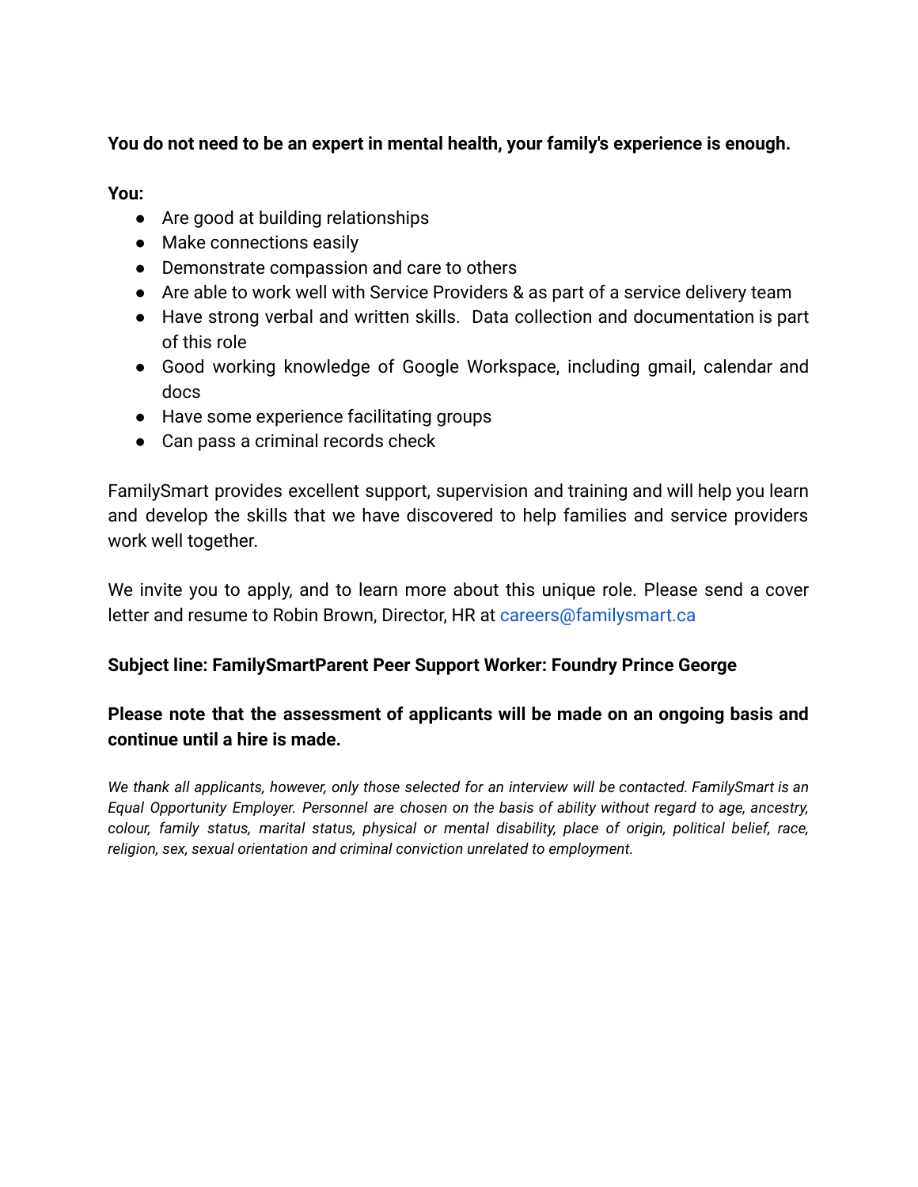**You do not need to be an expert in mental health, your family's experience is enough.**

**You:**

- Are good at building relationships
- Make connections easily
- Demonstrate compassion and care to others
- Are able to work well with Service Providers & as part of a service delivery team
- Have strong verbal and written skills. Data collection and documentation is part of this role
- Good working knowledge of Google Workspace, including gmail, calendar and docs
- Have some experience facilitating groups
- Can pass a criminal records check

FamilySmart provides excellent support, supervision and training and will help you learn and develop the skills that we have discovered to help families and service providers work well together.

We invite you to apply, and to learn more about this unique role. Please send a cover letter and resume to Robin Brown, Director, HR at careers@familysmart.ca

**Subject line: FamilySmartParent Peer Support Worker: Foundry Prince George**

**Please note that the assessment of applicants will be made on an ongoing basis and continue until a hire is made.**

*We thank all applicants, however, only those selected for an interview will be contacted. FamilySmart is an Equal Opportunity Employer. Personnel are chosen on the basis of ability without regard to age, ancestry, colour, family status, marital status, physical or mental disability, place of origin, political belief, race, religion, sex, sexual orientation and criminal conviction unrelated to employment.*